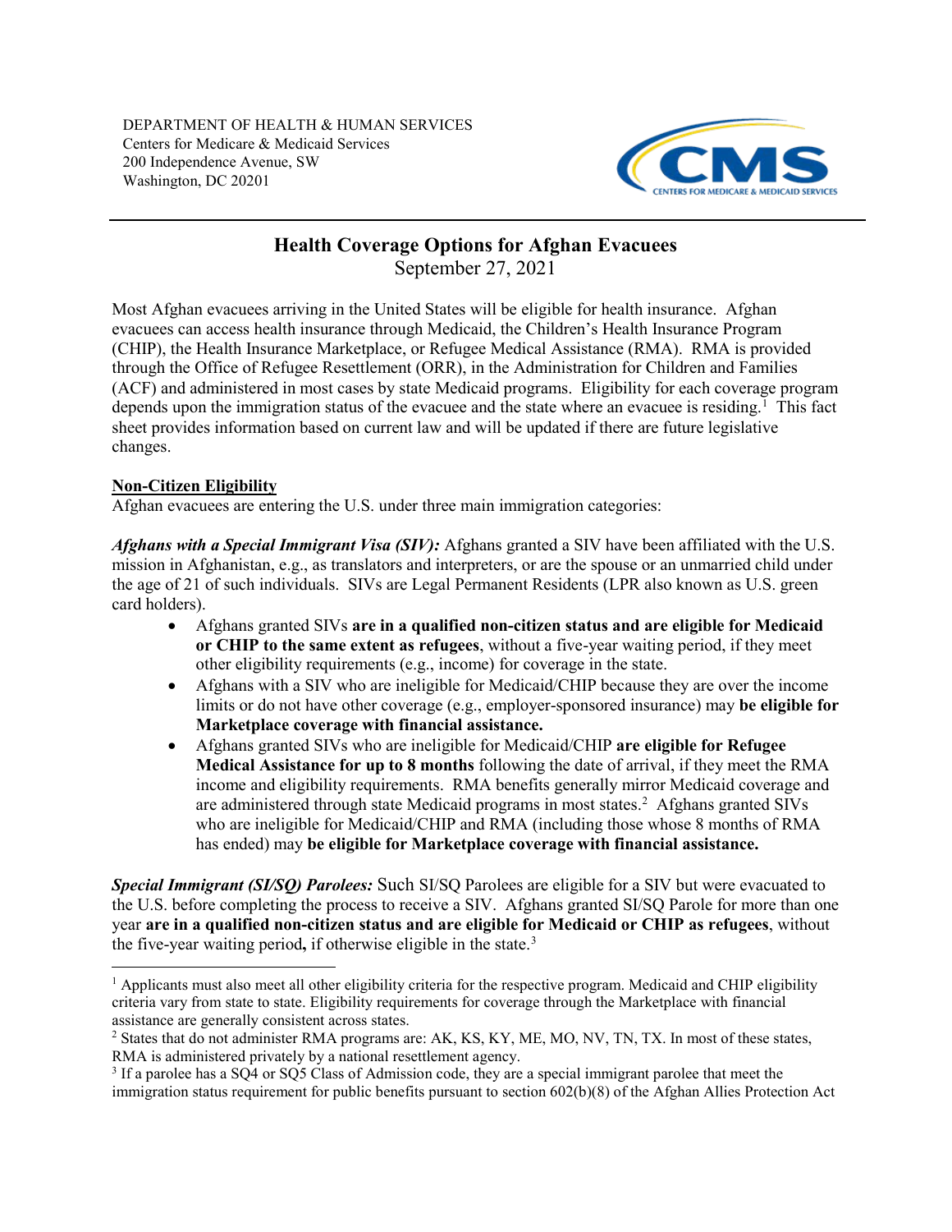DEPARTMENT OF HEALTH & HUMAN SERVICES
Centers for Medicare & Medicaid Services
200 Independence Avenue, SW
Washington, DC 20201

# Health Coverage Options for Afghan Evacuees

September 27, 2021

Most Afghan evacuees arriving in the United States will be eligible for health insurance. Afghan evacuees can access health insurance through Medicaid, the Children's Health Insurance Program (CHIP), the Health Insurance Marketplace, or Refugee Medical Assistance (RMA). RMA is provided through the Office of Refugee Resettlement (ORR), in the Administration for Children and Families (ACF) and administered in most cases by state Medicaid programs. Eligibility for each coverage program depends upon the immigration status of the evacuee and the state where an evacuee is residing.[1] This fact sheet provides information based on current law and will be updated if there are future legislative changes.

## Non-Citizen Eligibility

Afghan evacuees are entering the U.S. under three main immigration categories:

***Afghans with a Special Immigrant Visa (SIV):*** Afghans granted a SIV have been affiliated with the U.S. mission in Afghanistan, e.g., as translators and interpreters, or are the spouse or an unmarried child under the age of 21 of such individuals. SIVs are Legal Permanent Residents (LPR also known as U.S. green card holders).

- Afghans granted SIVs **are in a qualified non-citizen status and are eligible for Medicaid or CHIP to the same extent as refugees**, without a five-year waiting period, if they meet other eligibility requirements (e.g., income) for coverage in the state.
- Afghans with a SIV who are ineligible for Medicaid/CHIP because they are over the income limits or do not have other coverage (e.g., employer-sponsored insurance) may **be eligible for Marketplace coverage with financial assistance.**
- Afghans granted SIVs who are ineligible for Medicaid/CHIP **are eligible for Refugee Medical Assistance for up to 8 months** following the date of arrival, if they meet the RMA income and eligibility requirements. RMA benefits generally mirror Medicaid coverage and are administered through state Medicaid programs in most states.[2] Afghans granted SIVs who are ineligible for Medicaid/CHIP and RMA (including those whose 8 months of RMA has ended) may **be eligible for Marketplace coverage with financial assistance.**

***Special Immigrant (SI/SQ) Parolees:*** Such SI/SQ Parolees are eligible for a SIV but were evacuated to the U.S. before completing the process to receive a SIV. Afghans granted SI/SQ Parole for more than one year **are in a qualified non-citizen status and are eligible for Medicaid or CHIP as refugees**, without the five-year waiting period**,** if otherwise eligible in the state.[3]

---

[1] Applicants must also meet all other eligibility criteria for the respective program. Medicaid and CHIP eligibility criteria vary from state to state. Eligibility requirements for coverage through the Marketplace with financial assistance are generally consistent across states.

[2] States that do not administer RMA programs are: AK, KS, KY, ME, MO, NV, TN, TX. In most of these states, RMA is administered privately by a national resettlement agency.

[3] If a parolee has a SQ4 or SQ5 Class of Admission code, they are a special immigrant parolee that meet the immigration status requirement for public benefits pursuant to section 602(b)(8) of the Afghan Allies Protection Act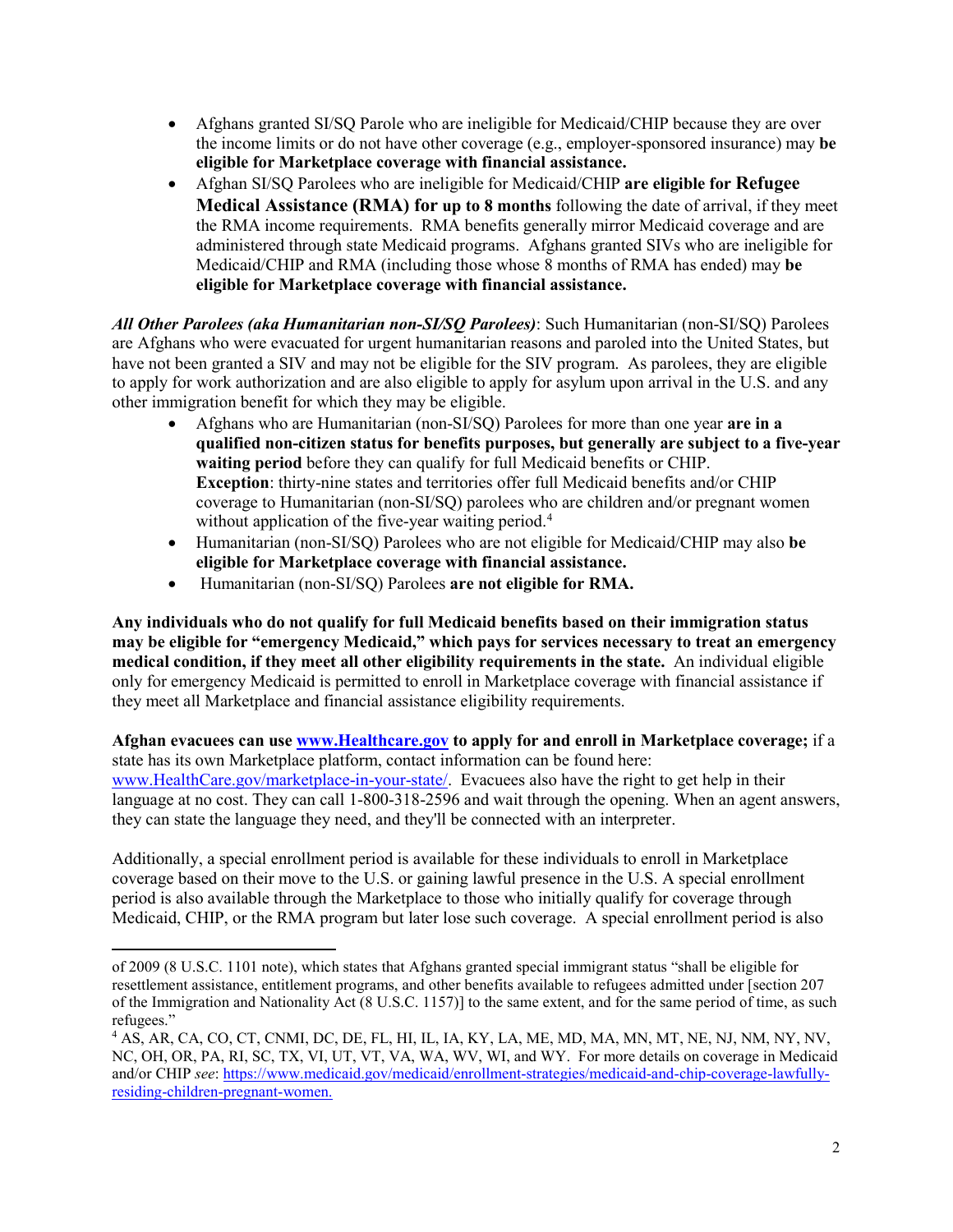- Afghans granted SI/SQ Parole who are ineligible for Medicaid/CHIP because they are over the income limits or do not have other coverage (e.g., employer-sponsored insurance) may **be eligible for Marketplace coverage with financial assistance.**
- Afghan SI/SQ Parolees who are ineligible for Medicaid/CHIP **are eligible for Refugee Medical Assistance (RMA) for up to 8 months** following the date of arrival, if they meet the RMA income requirements. RMA benefits generally mirror Medicaid coverage and are administered through state Medicaid programs. Afghans granted SIVs who are ineligible for Medicaid/CHIP and RMA (including those whose 8 months of RMA has ended) may **be eligible for Marketplace coverage with financial assistance.**

***All Other Parolees (aka Humanitarian non-SI/SQ Parolees)***: Such Humanitarian (non-SI/SQ) Parolees are Afghans who were evacuated for urgent humanitarian reasons and paroled into the United States, but have not been granted a SIV and may not be eligible for the SIV program. As parolees, they are eligible to apply for work authorization and are also eligible to apply for asylum upon arrival in the U.S. and any other immigration benefit for which they may be eligible.

- Afghans who are Humanitarian (non-SI/SQ) Parolees for more than one year **are in a qualified non-citizen status for benefits purposes, but generally are subject to a five-year waiting period** before they can qualify for full Medicaid benefits or CHIP.
  **Exception**: thirty-nine states and territories offer full Medicaid benefits and/or CHIP coverage to Humanitarian (non-SI/SQ) parolees who are children and/or pregnant women without application of the five-year waiting period.[4]
- Humanitarian (non-SI/SQ) Parolees who are not eligible for Medicaid/CHIP may also **be eligible for Marketplace coverage with financial assistance.**
- Humanitarian (non-SI/SQ) Parolees **are not eligible for RMA.**

**Any individuals who do not qualify for full Medicaid benefits based on their immigration status may be eligible for "emergency Medicaid," which pays for services necessary to treat an emergency medical condition, if they meet all other eligibility requirements in the state.** An individual eligible only for emergency Medicaid is permitted to enroll in Marketplace coverage with financial assistance if they meet all Marketplace and financial assistance eligibility requirements.

**Afghan evacuees can use [www.Healthcare.gov](www.Healthcare.gov) to apply for and enroll in Marketplace coverage;** if a state has its own Marketplace platform, contact information can be found here: [www.HealthCare.gov/marketplace-in-your-state/](www.HealthCare.gov/marketplace-in-your-state/). Evacuees also have the right to get help in their language at no cost. They can call 1-800-318-2596 and wait through the opening. When an agent answers, they can state the language they need, and they'll be connected with an interpreter.

Additionally, a special enrollment period is available for these individuals to enroll in Marketplace coverage based on their move to the U.S. or gaining lawful presence in the U.S. A special enrollment period is also available through the Marketplace to those who initially qualify for coverage through Medicaid, CHIP, or the RMA program but later lose such coverage. A special enrollment period is also

---

of 2009 (8 U.S.C. 1101 note), which states that Afghans granted special immigrant status "shall be eligible for resettlement assistance, entitlement programs, and other benefits available to refugees admitted under [section 207 of the Immigration and Nationality Act (8 U.S.C. 1157)] to the same extent, and for the same period of time, as such refugees."

[4] AS, AR, CA, CO, CT, CNMI, DC, DE, FL, HI, IL, IA, KY, LA, ME, MD, MA, MN, MT, NE, NJ, NM, NY, NV, NC, OH, OR, PA, RI, SC, TX, VI, UT, VT, VA, WA, WV, WI, and WY. For more details on coverage in Medicaid and/or CHIP *see*: [https://www.medicaid.gov/medicaid/enrollment-strategies/medicaid-and-chip-coverage-lawfully-residing-children-pregnant-women.](https://www.medicaid.gov/medicaid/enrollment-strategies/medicaid-and-chip-coverage-lawfully-residing-children-pregnant-women)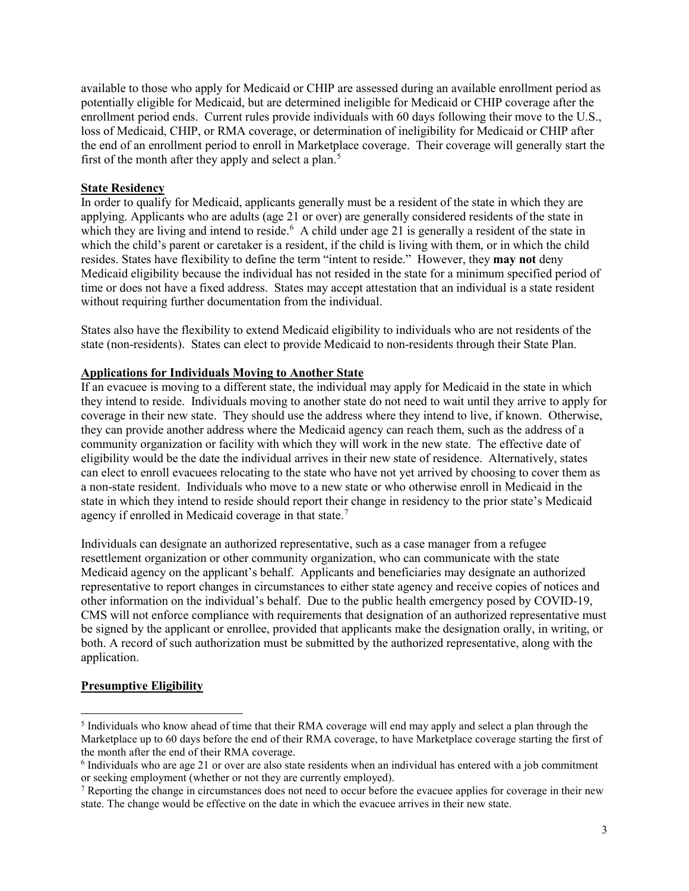available to those who apply for Medicaid or CHIP are assessed during an available enrollment period as potentially eligible for Medicaid, but are determined ineligible for Medicaid or CHIP coverage after the enrollment period ends. Current rules provide individuals with 60 days following their move to the U.S., loss of Medicaid, CHIP, or RMA coverage, or determination of ineligibility for Medicaid or CHIP after the end of an enrollment period to enroll in Marketplace coverage. Their coverage will generally start the first of the month after they apply and select a plan.[5]

## State Residency

In order to qualify for Medicaid, applicants generally must be a resident of the state in which they are applying. Applicants who are adults (age 21 or over) are generally considered residents of the state in which they are living and intend to reside.[6] A child under age 21 is generally a resident of the state in which the child's parent or caretaker is a resident, if the child is living with them, or in which the child resides. States have flexibility to define the term "intent to reside." However, they **may not** deny Medicaid eligibility because the individual has not resided in the state for a minimum specified period of time or does not have a fixed address. States may accept attestation that an individual is a state resident without requiring further documentation from the individual.

States also have the flexibility to extend Medicaid eligibility to individuals who are not residents of the state (non-residents). States can elect to provide Medicaid to non-residents through their State Plan.

## Applications for Individuals Moving to Another State

If an evacuee is moving to a different state, the individual may apply for Medicaid in the state in which they intend to reside. Individuals moving to another state do not need to wait until they arrive to apply for coverage in their new state. They should use the address where they intend to live, if known. Otherwise, they can provide another address where the Medicaid agency can reach them, such as the address of a community organization or facility with which they will work in the new state. The effective date of eligibility would be the date the individual arrives in their new state of residence. Alternatively, states can elect to enroll evacuees relocating to the state who have not yet arrived by choosing to cover them as a non-state resident. Individuals who move to a new state or who otherwise enroll in Medicaid in the state in which they intend to reside should report their change in residency to the prior state's Medicaid agency if enrolled in Medicaid coverage in that state.[7]

Individuals can designate an authorized representative, such as a case manager from a refugee resettlement organization or other community organization, who can communicate with the state Medicaid agency on the applicant's behalf. Applicants and beneficiaries may designate an authorized representative to report changes in circumstances to either state agency and receive copies of notices and other information on the individual's behalf. Due to the public health emergency posed by COVID-19, CMS will not enforce compliance with requirements that designation of an authorized representative must be signed by the applicant or enrollee, provided that applicants make the designation orally, in writing, or both. A record of such authorization must be submitted by the authorized representative, along with the application.

## Presumptive Eligibility

---

[5] Individuals who know ahead of time that their RMA coverage will end may apply and select a plan through the Marketplace up to 60 days before the end of their RMA coverage, to have Marketplace coverage starting the first of the month after the end of their RMA coverage.

[6] Individuals who are age 21 or over are also state residents when an individual has entered with a job commitment or seeking employment (whether or not they are currently employed).

[7] Reporting the change in circumstances does not need to occur before the evacuee applies for coverage in their new state. The change would be effective on the date in which the evacuee arrives in their new state.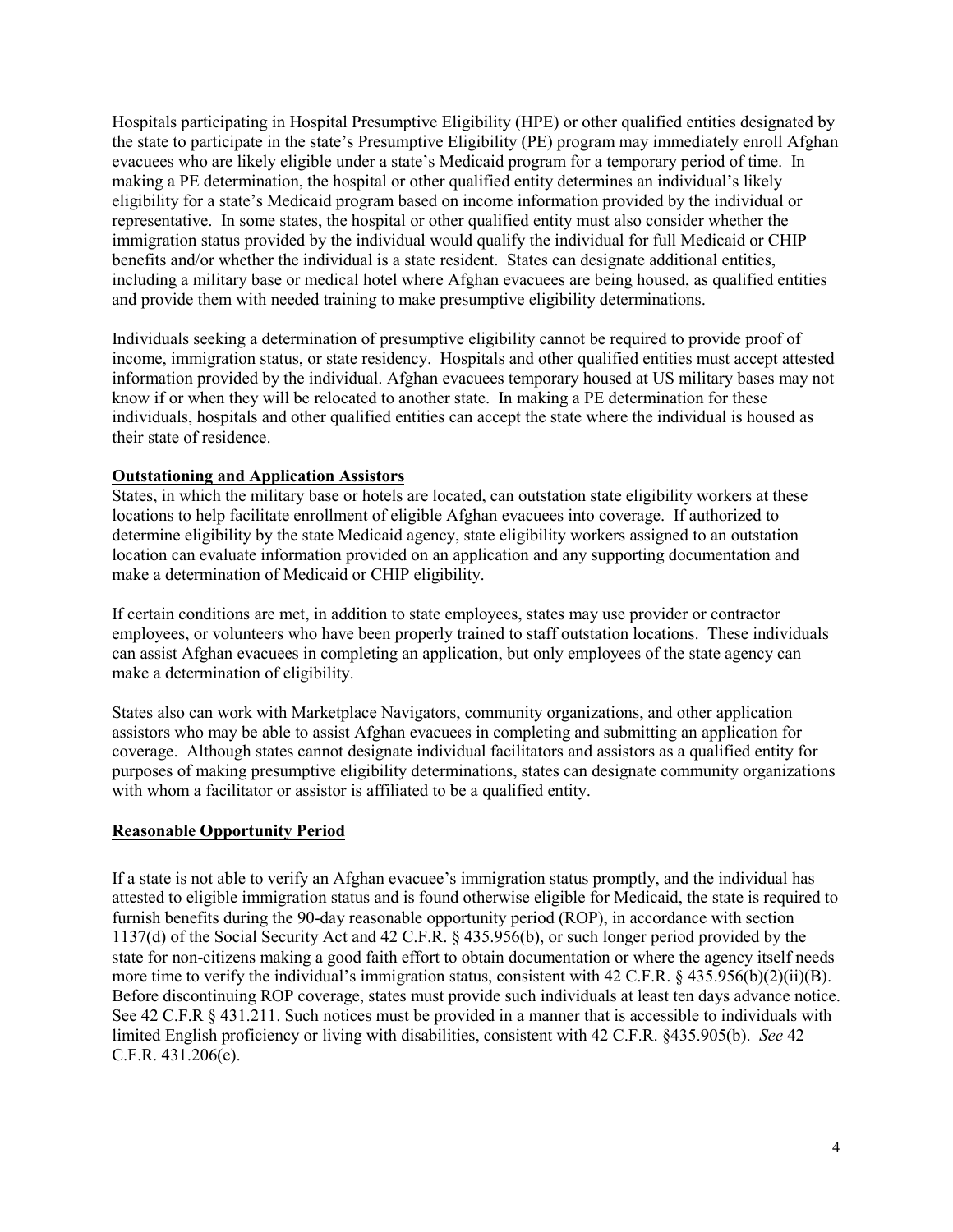Hospitals participating in Hospital Presumptive Eligibility (HPE) or other qualified entities designated by the state to participate in the state's Presumptive Eligibility (PE) program may immediately enroll Afghan evacuees who are likely eligible under a state's Medicaid program for a temporary period of time. In making a PE determination, the hospital or other qualified entity determines an individual's likely eligibility for a state's Medicaid program based on income information provided by the individual or representative. In some states, the hospital or other qualified entity must also consider whether the immigration status provided by the individual would qualify the individual for full Medicaid or CHIP benefits and/or whether the individual is a state resident. States can designate additional entities, including a military base or medical hotel where Afghan evacuees are being housed, as qualified entities and provide them with needed training to make presumptive eligibility determinations.

Individuals seeking a determination of presumptive eligibility cannot be required to provide proof of income, immigration status, or state residency. Hospitals and other qualified entities must accept attested information provided by the individual. Afghan evacuees temporary housed at US military bases may not know if or when they will be relocated to another state. In making a PE determination for these individuals, hospitals and other qualified entities can accept the state where the individual is housed as their state of residence.

**Outstationing and Application Assistors**

States, in which the military base or hotels are located, can outstation state eligibility workers at these locations to help facilitate enrollment of eligible Afghan evacuees into coverage. If authorized to determine eligibility by the state Medicaid agency, state eligibility workers assigned to an outstation location can evaluate information provided on an application and any supporting documentation and make a determination of Medicaid or CHIP eligibility.

If certain conditions are met, in addition to state employees, states may use provider or contractor employees, or volunteers who have been properly trained to staff outstation locations. These individuals can assist Afghan evacuees in completing an application, but only employees of the state agency can make a determination of eligibility.

States also can work with Marketplace Navigators, community organizations, and other application assistors who may be able to assist Afghan evacuees in completing and submitting an application for coverage. Although states cannot designate individual facilitators and assistors as a qualified entity for purposes of making presumptive eligibility determinations, states can designate community organizations with whom a facilitator or assistor is affiliated to be a qualified entity.

**Reasonable Opportunity Period**

If a state is not able to verify an Afghan evacuee's immigration status promptly, and the individual has attested to eligible immigration status and is found otherwise eligible for Medicaid, the state is required to furnish benefits during the 90-day reasonable opportunity period (ROP), in accordance with section 1137(d) of the Social Security Act and 42 C.F.R. § 435.956(b), or such longer period provided by the state for non-citizens making a good faith effort to obtain documentation or where the agency itself needs more time to verify the individual's immigration status, consistent with 42 C.F.R. § 435.956(b)(2)(ii)(B). Before discontinuing ROP coverage, states must provide such individuals at least ten days advance notice. See 42 C.F.R § 431.211. Such notices must be provided in a manner that is accessible to individuals with limited English proficiency or living with disabilities, consistent with 42 C.F.R. §435.905(b). *See* 42 C.F.R. 431.206(e).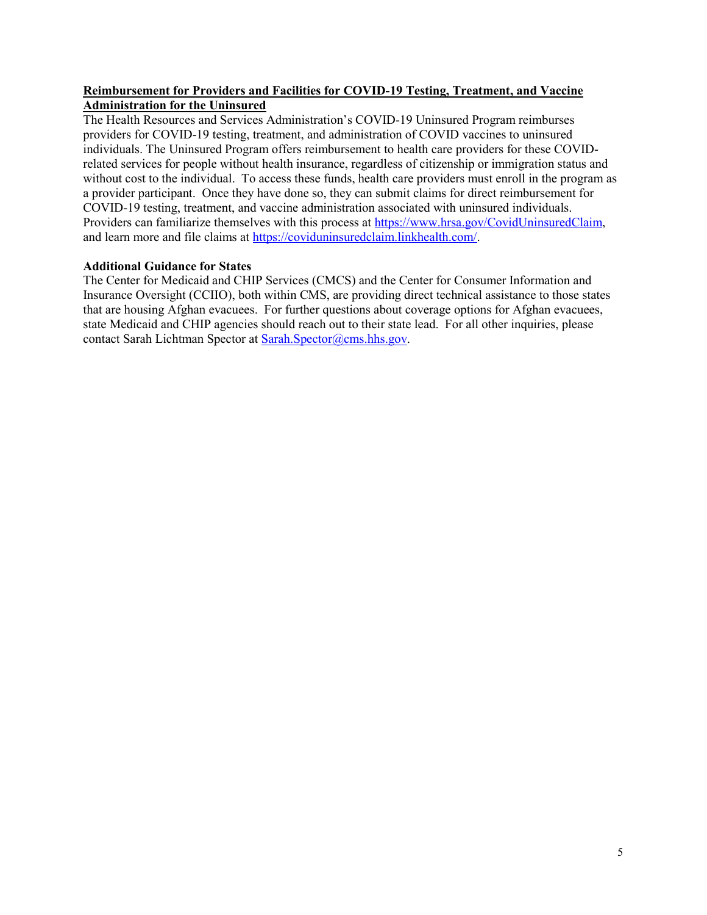**Reimbursement for Providers and Facilities for COVID-19 Testing, Treatment, and Vaccine Administration for the Uninsured**

The Health Resources and Services Administration's COVID-19 Uninsured Program reimburses providers for COVID-19 testing, treatment, and administration of COVID vaccines to uninsured individuals. The Uninsured Program offers reimbursement to health care providers for these COVID-related services for people without health insurance, regardless of citizenship or immigration status and without cost to the individual. To access these funds, health care providers must enroll in the program as a provider participant. Once they have done so, they can submit claims for direct reimbursement for COVID-19 testing, treatment, and vaccine administration associated with uninsured individuals. Providers can familiarize themselves with this process at https://www.hrsa.gov/CovidUninsuredClaim, and learn more and file claims at https://coviduninsuredclaim.linkhealth.com/.

**Additional Guidance for States**

The Center for Medicaid and CHIP Services (CMCS) and the Center for Consumer Information and Insurance Oversight (CCIIO), both within CMS, are providing direct technical assistance to those states that are housing Afghan evacuees. For further questions about coverage options for Afghan evacuees, state Medicaid and CHIP agencies should reach out to their state lead. For all other inquiries, please contact Sarah Lichtman Spector at Sarah.Spector@cms.hhs.gov.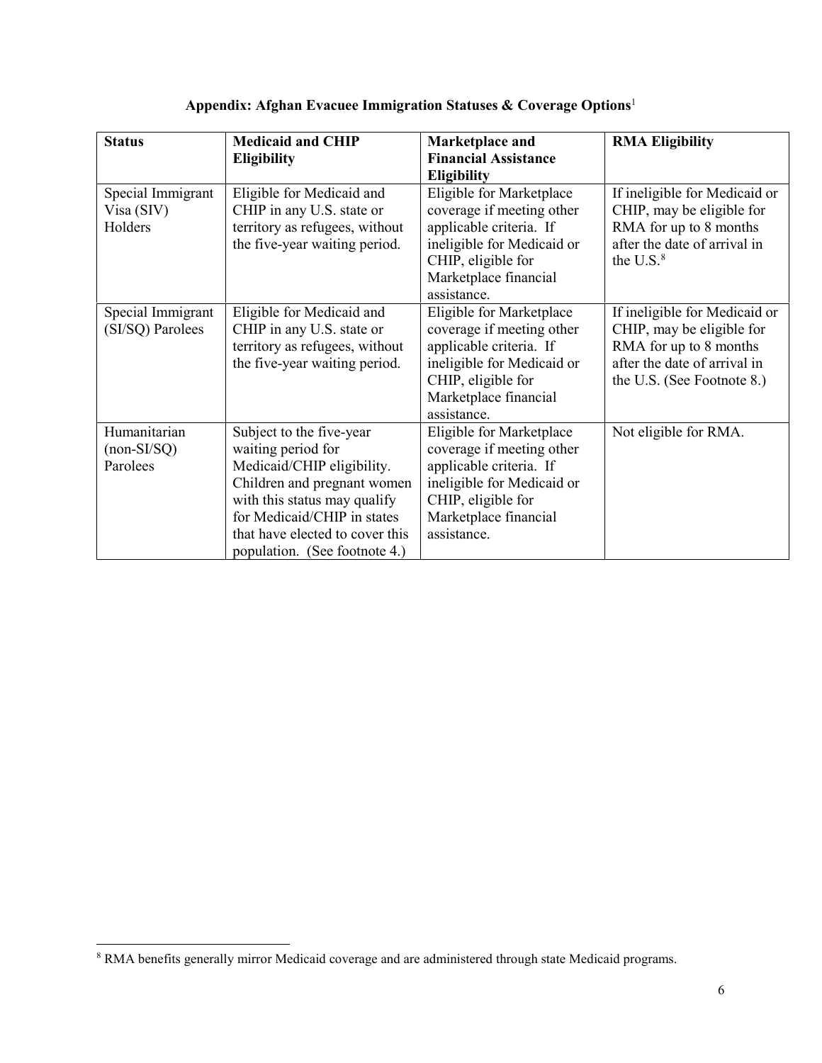**Appendix: Afghan Evacuee Immigration Statuses & Coverage Options**[1]

| Status | Medicaid and CHIP Eligibility | Marketplace and Financial Assistance Eligibility | RMA Eligibility |
|---|---|---|---|
| Special Immigrant Visa (SIV) Holders | Eligible for Medicaid and CHIP in any U.S. state or territory as refugees, without the five-year waiting period. | Eligible for Marketplace coverage if meeting other applicable criteria. If ineligible for Medicaid or CHIP, eligible for Marketplace financial assistance. | If ineligible for Medicaid or CHIP, may be eligible for RMA for up to 8 months after the date of arrival in the U.S.[8] |
| Special Immigrant (SI/SQ) Parolees | Eligible for Medicaid and CHIP in any U.S. state or territory as refugees, without the five-year waiting period. | Eligible for Marketplace coverage if meeting other applicable criteria. If ineligible for Medicaid or CHIP, eligible for Marketplace financial assistance. | If ineligible for Medicaid or CHIP, may be eligible for RMA for up to 8 months after the date of arrival in the U.S. (See Footnote 8.) |
| Humanitarian (non-SI/SQ) Parolees | Subject to the five-year waiting period for Medicaid/CHIP eligibility. Children and pregnant women with this status may qualify for Medicaid/CHIP in states that have elected to cover this population. (See footnote 4.) | Eligible for Marketplace coverage if meeting other applicable criteria. If ineligible for Medicaid or CHIP, eligible for Marketplace financial assistance. | Not eligible for RMA. |

[8] RMA benefits generally mirror Medicaid coverage and are administered through state Medicaid programs.